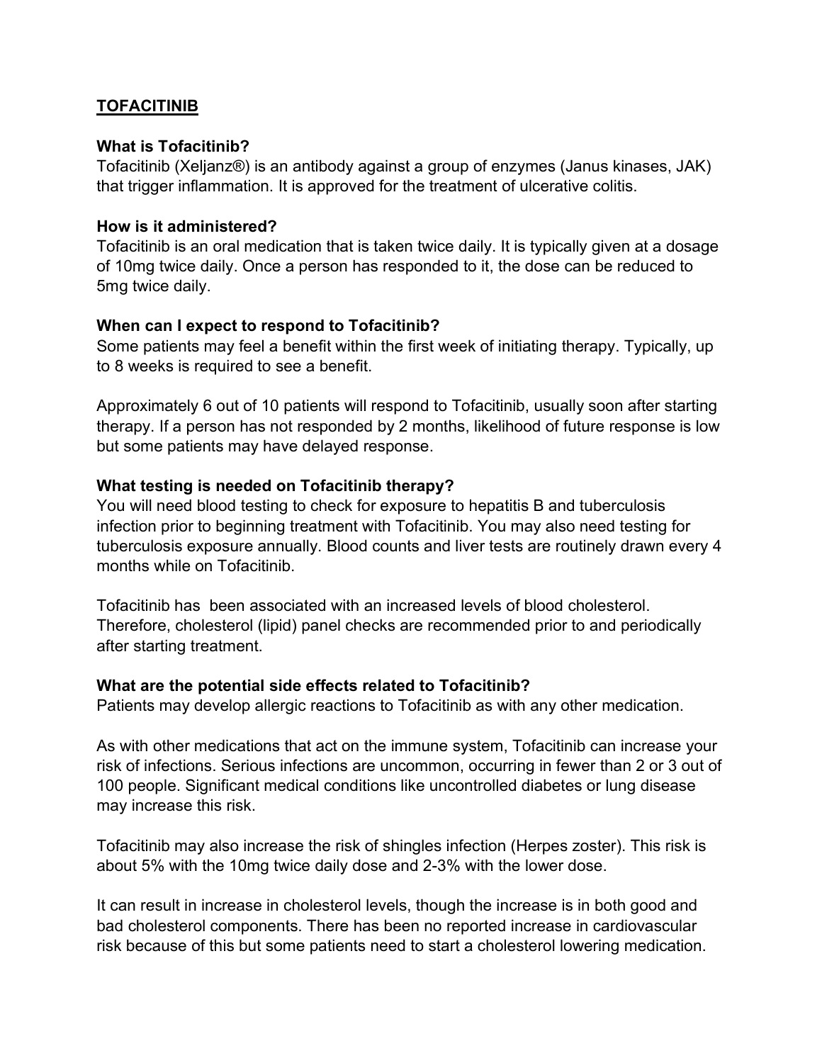## TOFACITINIB

### What is Tofacitinib?

Tofacitinib (Xeljanz®) is an antibody against a group of enzymes (Janus kinases, JAK) that trigger inflammation. It is approved for the treatment of ulcerative colitis.

### How is it administered?

Tofacitinib is an oral medication that is taken twice daily. It is typically given at a dosage of 10mg twice daily. Once a person has responded to it, the dose can be reduced to 5mg twice daily.

### When can I expect to respond to Tofacitinib?

Some patients may feel a benefit within the first week of initiating therapy. Typically, up to 8 weeks is required to see a benefit.

Approximately 6 out of 10 patients will respond to Tofacitinib, usually soon after starting therapy. If a person has not responded by 2 months, likelihood of future response is low but some patients may have delayed response.

### What testing is needed on Tofacitinib therapy?

You will need blood testing to check for exposure to hepatitis B and tuberculosis infection prior to beginning treatment with Tofacitinib. You may also need testing for tuberculosis exposure annually. Blood counts and liver tests are routinely drawn every 4 months while on Tofacitinib.

Tofacitinib has been associated with an increased levels of blood cholesterol. Therefore, cholesterol (lipid) panel checks are recommended prior to and periodically after starting treatment.

### What are the potential side effects related to Tofacitinib?

Patients may develop allergic reactions to Tofacitinib as with any other medication.

As with other medications that act on the immune system, Tofacitinib can increase your risk of infections. Serious infections are uncommon, occurring in fewer than 2 or 3 out of 100 people. Significant medical conditions like uncontrolled diabetes or lung disease may increase this risk.

Tofacitinib may also increase the risk of shingles infection (Herpes zoster). This risk is about 5% with the 10mg twice daily dose and 2-3% with the lower dose.

It can result in increase in cholesterol levels, though the increase is in both good and bad cholesterol components. There has been no reported increase in cardiovascular risk because of this but some patients need to start a cholesterol lowering medication.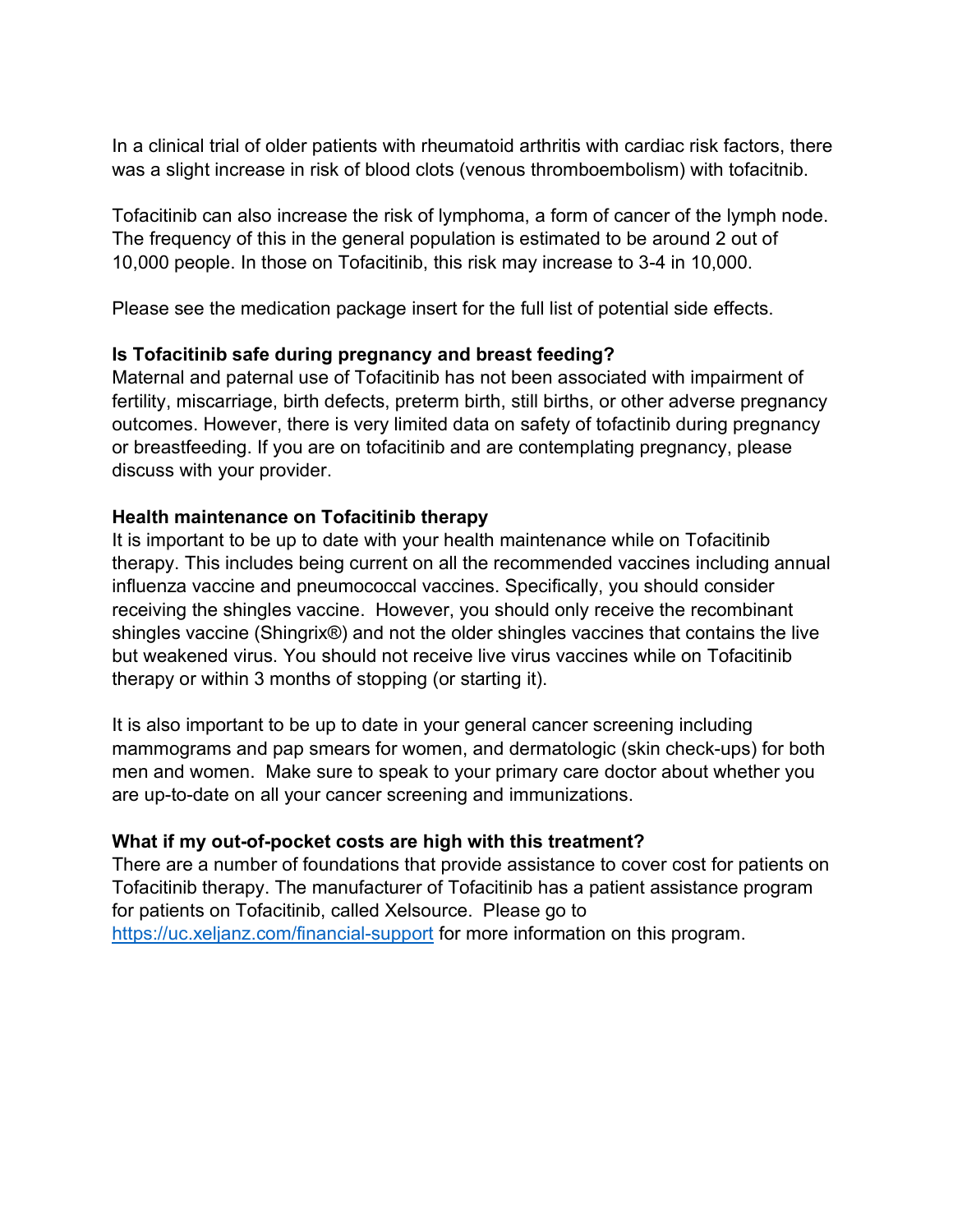In a clinical trial of older patients with rheumatoid arthritis with cardiac risk factors, there was a slight increase in risk of blood clots (venous thromboembolism) with tofacitnib.

Tofacitinib can also increase the risk of lymphoma, a form of cancer of the lymph node. The frequency of this in the general population is estimated to be around 2 out of 10,000 people. In those on Tofacitinib, this risk may increase to 3-4 in 10,000.

Please see the medication package insert for the full list of potential side effects.

**Is Tofacitinib safe during pregnancy and breast feeding?**

Maternal and paternal use of Tofacitinib has not been associated with impairment of fertility, miscarriage, birth defects, preterm birth, still births, or other adverse pregnancy outcomes. However, there is very limited data on safety of tofactinib during pregnancy or breastfeeding. If you are on tofacitinib and are contemplating pregnancy, please discuss with your provider.

**Health maintenance on Tofacitinib therapy**

It is important to be up to date with your health maintenance while on Tofacitinib therapy. This includes being current on all the recommended vaccines including annual influenza vaccine and pneumococcal vaccines. Specifically, you should consider receiving the shingles vaccine. However, you should only receive the recombinant shingles vaccine (Shingrix®) and not the older shingles vaccines that contains the live but weakened virus. You should not receive live virus vaccines while on Tofacitinib therapy or within 3 months of stopping (or starting it).

It is also important to be up to date in your general cancer screening including mammograms and pap smears for women, and dermatologic (skin check-ups) for both men and women. Make sure to speak to your primary care doctor about whether you are up-to-date on all your cancer screening and immunizations.

**What if my out-of-pocket costs are high with this treatment?**

There are a number of foundations that provide assistance to cover cost for patients on Tofacitinib therapy. The manufacturer of Tofacitinib has a patient assistance program for patients on Tofacitinib, called Xelsource. Please go to https://uc.xeljanz.com/financial-support for more information on this program.